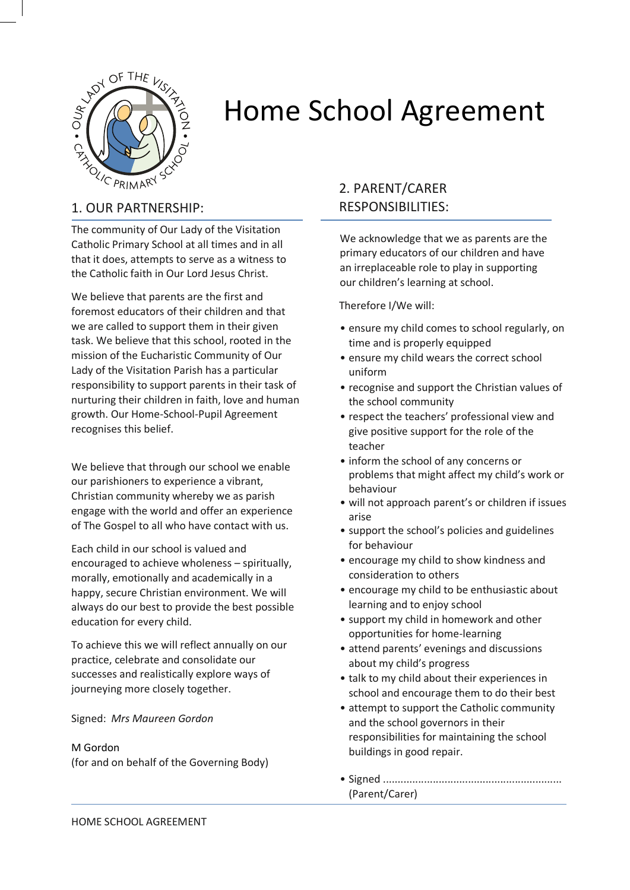# Home School Agreement

## 1. OUR PARTNERSHIP:

The community of Our Lady of the Visitation Catholic Primary School at all times and in all that it does, attempts to serve as a witness to the Catholic faith in Our Lord Jesus Christ.

We believe that parents are the first and foremost educators of their children and that we are called to support them in their given task. We believe that this school, rooted in the mission of the Eucharistic Community of Our Lady of the Visitation Parish has a particular responsibility to support parents in their task of nurturing their children in faith, love and human growth. Our Home-School-Pupil Agreement recognises this belief.

We believe that through our school we enable our parishioners to experience a vibrant, Christian community whereby we as parish engage with the world and offer an experience of The Gospel to all who have contact with us.

Each child in our school is valued and encouraged to achieve wholeness – spiritually, morally, emotionally and academically in a happy, secure Christian environment. We will always do our best to provide the best possible education for every child.

To achieve this we will reflect annually on our practice, celebrate and consolidate our successes and realistically explore ways of journeying more closely together.

Signed: *Mrs Maureen Gordon*

M Gordon
(for and on behalf of the Governing Body)

## 2. PARENT/CARER RESPONSIBILITIES:

We acknowledge that we as parents are the primary educators of our children and have an irreplaceable role to play in supporting our children's learning at school.

Therefore I/We will:

- ensure my child comes to school regularly, on time and is properly equipped
- ensure my child wears the correct school uniform
- recognise and support the Christian values of the school community
- respect the teachers' professional view and give positive support for the role of the teacher
- inform the school of any concerns or problems that might affect my child's work or behaviour
- will not approach parent's or children if issues arise
- support the school's policies and guidelines for behaviour
- encourage my child to show kindness and consideration to others
- encourage my child to be enthusiastic about learning and to enjoy school
- support my child in homework and other opportunities for home-learning
- attend parents' evenings and discussions about my child's progress
- talk to my child about their experiences in school and encourage them to do their best
- attempt to support the Catholic community and the school governors in their responsibilities for maintaining the school buildings in good repair.

- Signed ............................................................ (Parent/Carer)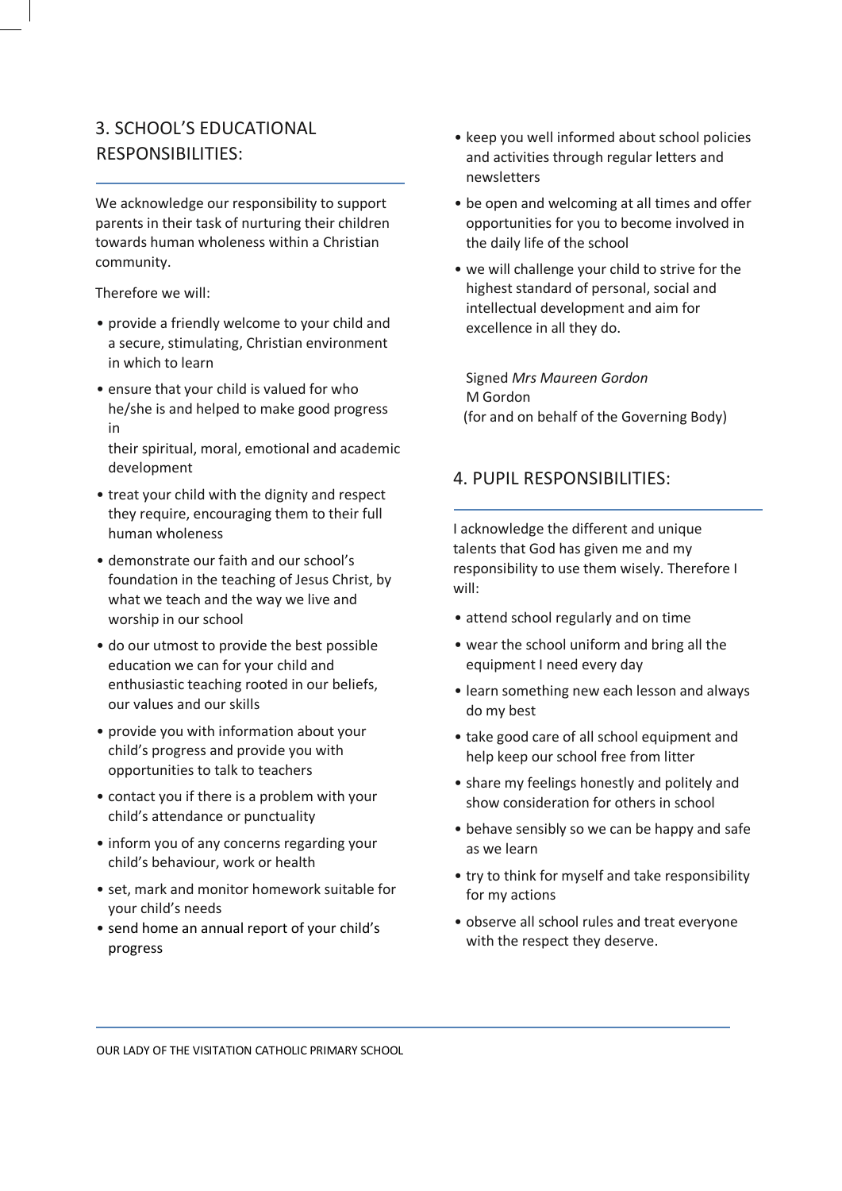## 3. SCHOOL'S EDUCATIONAL RESPONSIBILITIES:

We acknowledge our responsibility to support parents in their task of nurturing their children towards human wholeness within a Christian community.

Therefore we will:

- provide a friendly welcome to your child and a secure, stimulating, Christian environment in which to learn
- ensure that your child is valued for who he/she is and helped to make good progress in their spiritual, moral, emotional and academic development
- treat your child with the dignity and respect they require, encouraging them to their full human wholeness
- demonstrate our faith and our school's foundation in the teaching of Jesus Christ, by what we teach and the way we live and worship in our school
- do our utmost to provide the best possible education we can for your child and enthusiastic teaching rooted in our beliefs, our values and our skills
- provide you with information about your child's progress and provide you with opportunities to talk to teachers
- contact you if there is a problem with your child's attendance or punctuality
- inform you of any concerns regarding your child's behaviour, work or health
- set, mark and monitor homework suitable for your child's needs
- send home an annual report of your child's progress
- keep you well informed about school policies and activities through regular letters and newsletters
- be open and welcoming at all times and offer opportunities for you to become involved in the daily life of the school
- we will challenge your child to strive for the highest standard of personal, social and intellectual development and aim for excellence in all they do.

Signed *Mrs Maureen Gordon*
M Gordon
(for and on behalf of the Governing Body)

## 4. PUPIL RESPONSIBILITIES:

I acknowledge the different and unique talents that God has given me and my responsibility to use them wisely. Therefore I will:

- attend school regularly and on time
- wear the school uniform and bring all the equipment I need every day
- learn something new each lesson and always do my best
- take good care of all school equipment and help keep our school free from litter
- share my feelings honestly and politely and show consideration for others in school
- behave sensibly so we can be happy and safe as we learn
- try to think for myself and take responsibility for my actions
- observe all school rules and treat everyone with the respect they deserve.